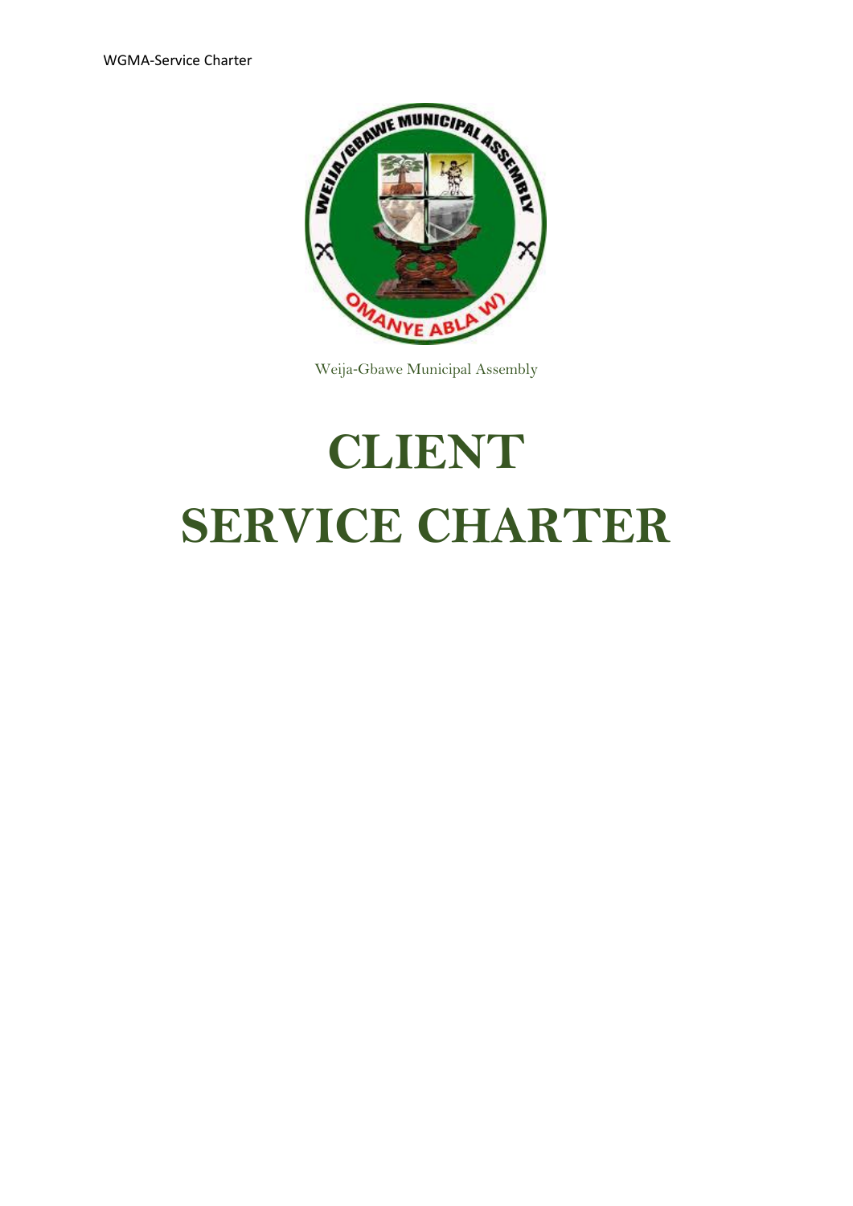Weija-Gbawe Municipal Assembly

# CLIENT SERVICE CHARTER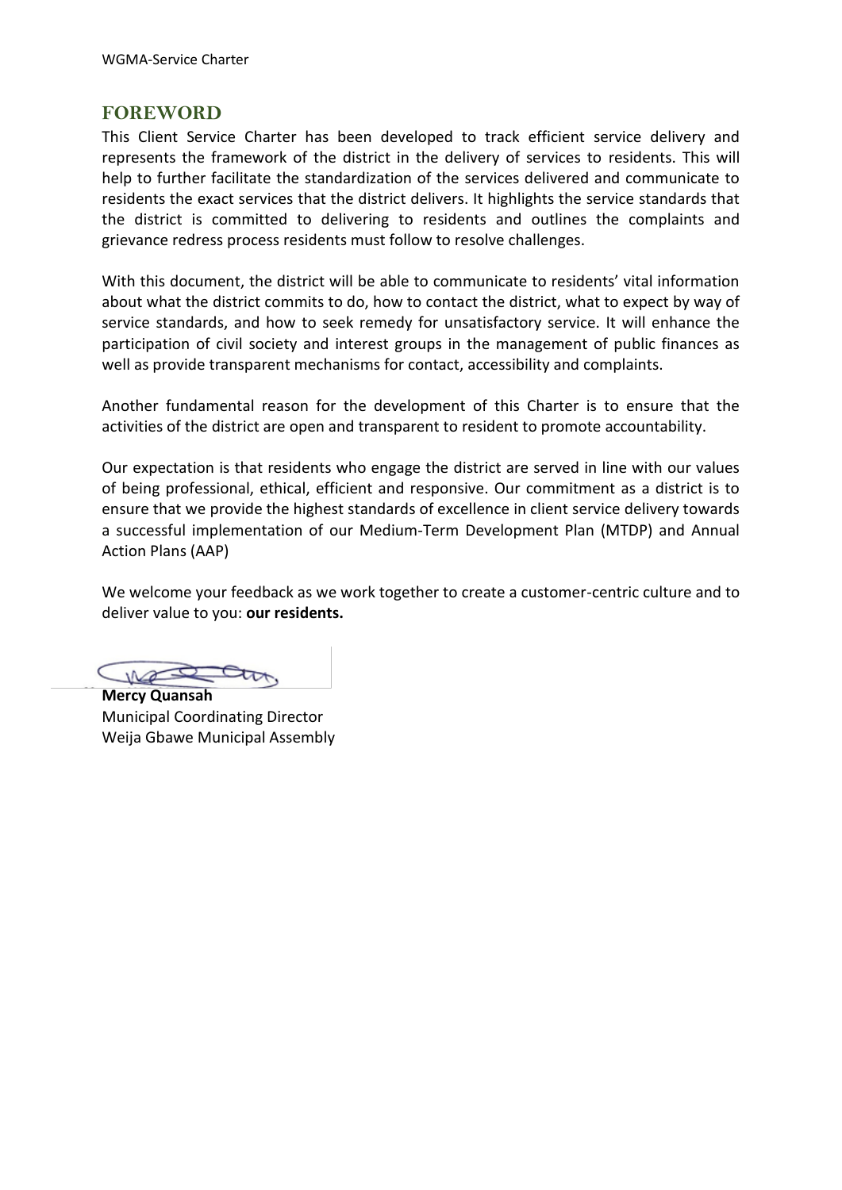## FOREWORD

This Client Service Charter has been developed to track efficient service delivery and represents the framework of the district in the delivery of services to residents. This will help to further facilitate the standardization of the services delivered and communicate to residents the exact services that the district delivers. It highlights the service standards that the district is committed to delivering to residents and outlines the complaints and grievance redress process residents must follow to resolve challenges.

With this document, the district will be able to communicate to residents' vital information about what the district commits to do, how to contact the district, what to expect by way of service standards, and how to seek remedy for unsatisfactory service. It will enhance the participation of civil society and interest groups in the management of public finances as well as provide transparent mechanisms for contact, accessibility and complaints.

Another fundamental reason for the development of this Charter is to ensure that the activities of the district are open and transparent to resident to promote accountability.

Our expectation is that residents who engage the district are served in line with our values of being professional, ethical, efficient and responsive. Our commitment as a district is to ensure that we provide the highest standards of excellence in client service delivery towards a successful implementation of our Medium-Term Development Plan (MTDP) and Annual Action Plans (AAP)

We welcome your feedback as we work together to create a customer-centric culture and to deliver value to you: **our residents.**

**Mercy Quansah**
Municipal Coordinating Director
Weija Gbawe Municipal Assembly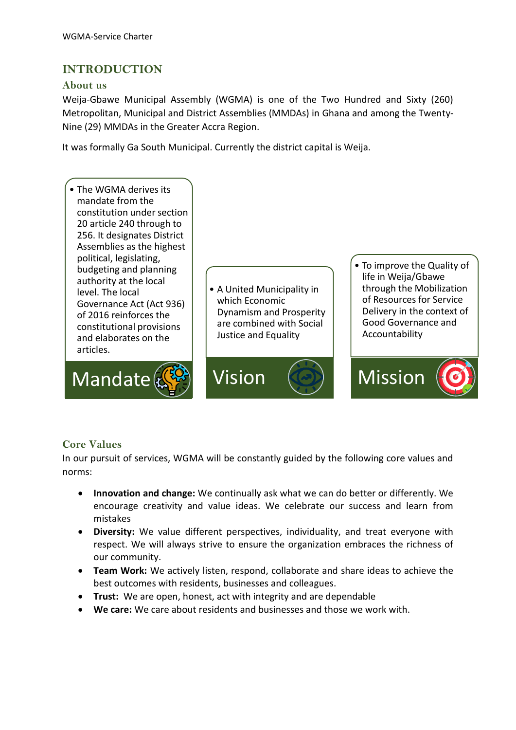# INTRODUCTION

## About us

Weija-Gbawe Municipal Assembly (WGMA) is one of the Two Hundred and Sixty (260) Metropolitan, Municipal and District Assemblies (MMDAs) in Ghana and among the Twenty-Nine (29) MMDAs in the Greater Accra Region.

It was formally Ga South Municipal. Currently the district capital is Weija.

### Mandate

- The WGMA derives its mandate from the constitution under section 20 article 240 through to 256. It designates District Assemblies as the highest political, legislating, budgeting and planning authority at the local level. The local Governance Act (Act 936) of 2016 reinforces the constitutional provisions and elaborates on the articles.

### Vision

- A United Municipality in which Economic Dynamism and Prosperity are combined with Social Justice and Equality

### Mission

- To improve the Quality of life in Weija/Gbawe through the Mobilization of Resources for Service Delivery in the context of Good Governance and Accountability

## Core Values

In our pursuit of services, WGMA will be constantly guided by the following core values and norms:

- **Innovation and change:** We continually ask what we can do better or differently. We encourage creativity and value ideas. We celebrate our success and learn from mistakes
- **Diversity:** We value different perspectives, individuality, and treat everyone with respect. We will always strive to ensure the organization embraces the richness of our community.
- **Team Work:** We actively listen, respond, collaborate and share ideas to achieve the best outcomes with residents, businesses and colleagues.
- **Trust:** We are open, honest, act with integrity and are dependable
- **We care:** We care about residents and businesses and those we work with.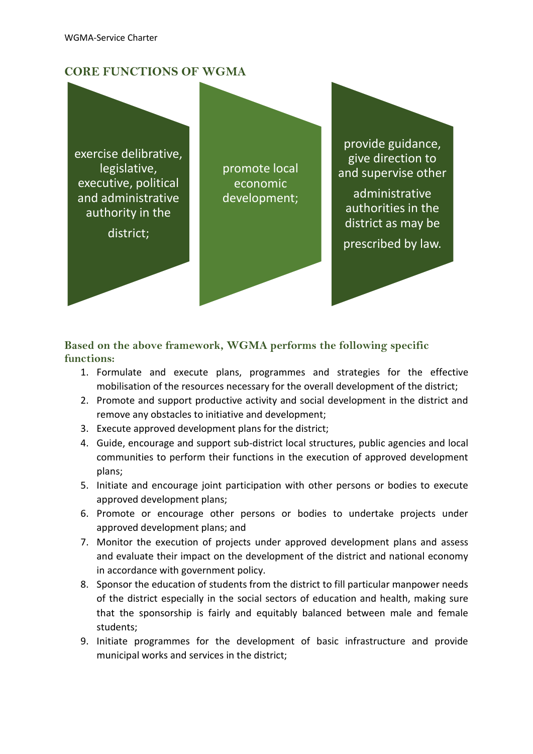## CORE FUNCTIONS OF WGMA

- exercise delibrative, legislative, executive, political and administrative authority in the district;
- promote local economic development;
- provide guidance, give direction to and supervise other administrative authorities in the district as may be prescribed by law.

### Based on the above framework, WGMA performs the following specific functions:

1. Formulate and execute plans, programmes and strategies for the effective mobilisation of the resources necessary for the overall development of the district;
2. Promote and support productive activity and social development in the district and remove any obstacles to initiative and development;
3. Execute approved development plans for the district;
4. Guide, encourage and support sub-district local structures, public agencies and local communities to perform their functions in the execution of approved development plans;
5. Initiate and encourage joint participation with other persons or bodies to execute approved development plans;
6. Promote or encourage other persons or bodies to undertake projects under approved development plans; and
7. Monitor the execution of projects under approved development plans and assess and evaluate their impact on the development of the district and national economy in accordance with government policy.
8. Sponsor the education of students from the district to fill particular manpower needs of the district especially in the social sectors of education and health, making sure that the sponsorship is fairly and equitably balanced between male and female students;
9. Initiate programmes for the development of basic infrastructure and provide municipal works and services in the district;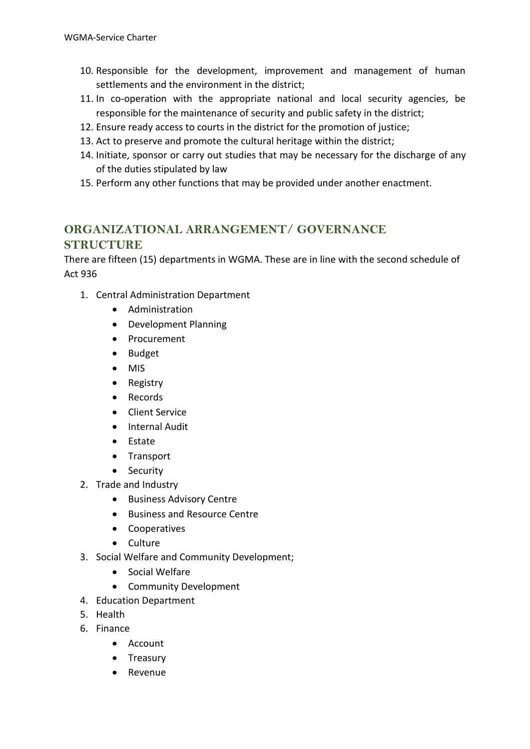10. Responsible for the development, improvement and management of human settlements and the environment in the district;
11. In co-operation with the appropriate national and local security agencies, be responsible for the maintenance of security and public safety in the district;
12. Ensure ready access to courts in the district for the promotion of justice;
13. Act to preserve and promote the cultural heritage within the district;
14. Initiate, sponsor or carry out studies that may be necessary for the discharge of any of the duties stipulated by law
15. Perform any other functions that may be provided under another enactment.

## ORGANIZATIONAL ARRANGEMENT/ GOVERNANCE STRUCTURE

There are fifteen (15) departments in WGMA. These are in line with the second schedule of Act 936

1. Central Administration Department
   - Administration
   - Development Planning
   - Procurement
   - Budget
   - MIS
   - Registry
   - Records
   - Client Service
   - Internal Audit
   - Estate
   - Transport
   - Security
2. Trade and Industry
   - Business Advisory Centre
   - Business and Resource Centre
   - Cooperatives
   - Culture
3. Social Welfare and Community Development;
   - Social Welfare
   - Community Development
4. Education Department
5. Health
6. Finance
   - Account
   - Treasury
   - Revenue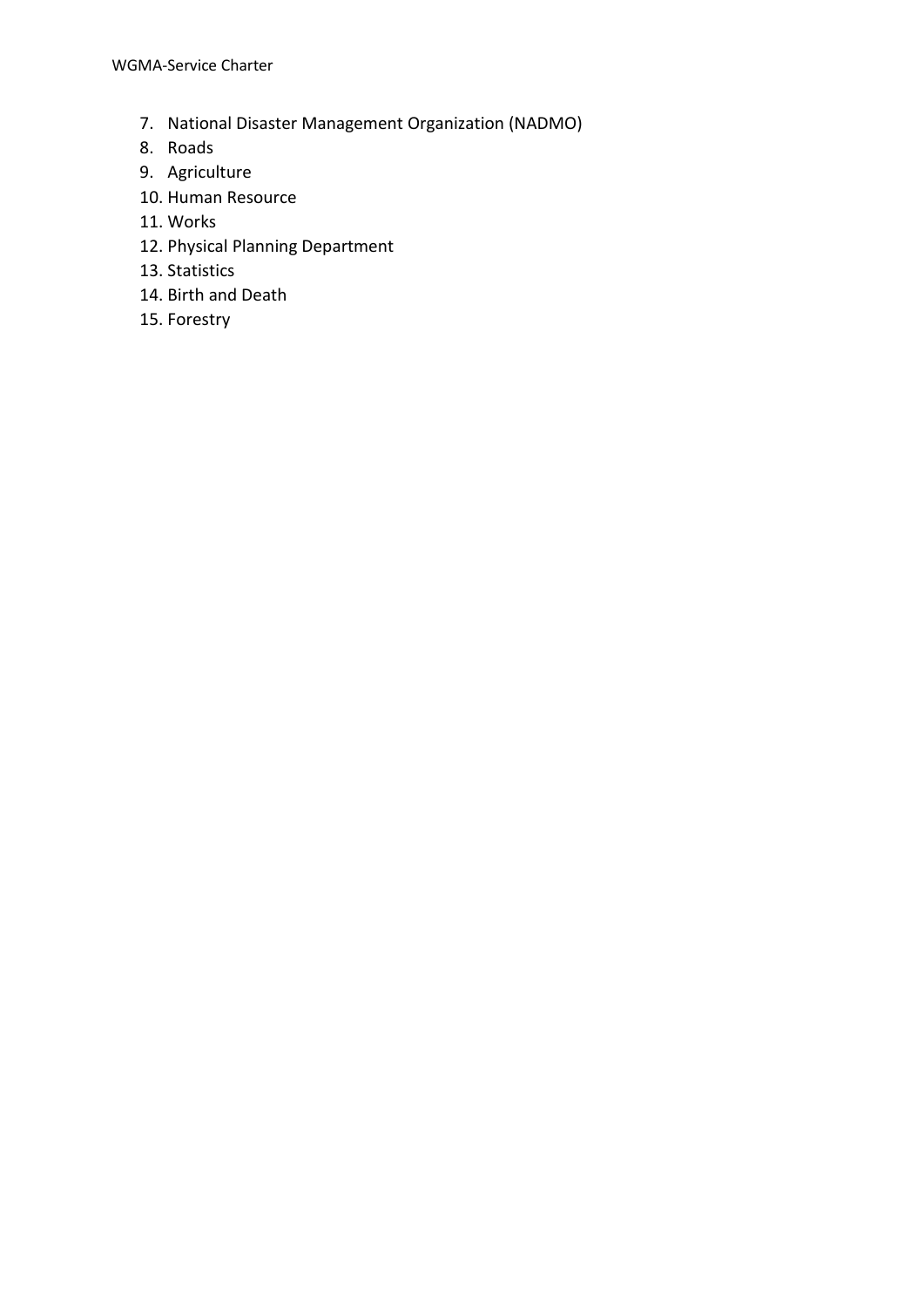7. National Disaster Management Organization (NADMO)
8. Roads
9. Agriculture
10. Human Resource
11. Works
12. Physical Planning Department
13. Statistics
14. Birth and Death
15. Forestry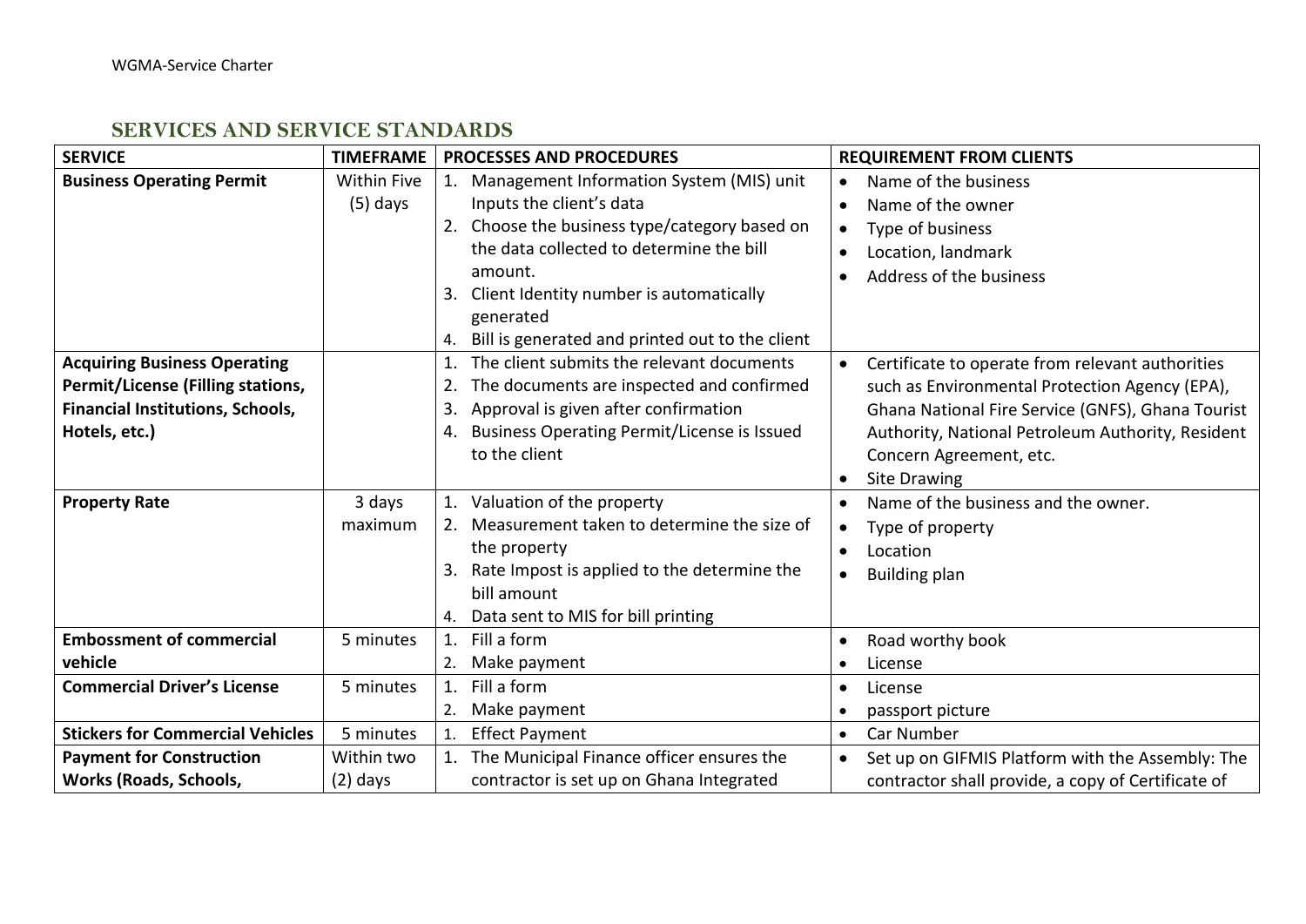## SERVICES AND SERVICE STANDARDS

| SERVICE | TIMEFRAME | PROCESSES AND PROCEDURES | REQUIREMENT FROM CLIENTS |
|---|---|---|---|
| **Business Operating Permit** | Within Five (5) days | 1. Management Information System (MIS) unit Inputs the client's data<br>2. Choose the business type/category based on the data collected to determine the bill amount.<br>3. Client Identity number is automatically generated<br>4. Bill is generated and printed out to the client | • Name of the business<br>• Name of the owner<br>• Type of business<br>• Location, landmark<br>• Address of the business |
| **Acquiring Business Operating Permit/License (Filling stations, Financial Institutions, Schools, Hotels, etc.)** | | 1. The client submits the relevant documents<br>2. The documents are inspected and confirmed<br>3. Approval is given after confirmation<br>4. Business Operating Permit/License is Issued to the client | • Certificate to operate from relevant authorities such as Environmental Protection Agency (EPA), Ghana National Fire Service (GNFS), Ghana Tourist Authority, National Petroleum Authority, Resident Concern Agreement, etc.<br>• Site Drawing |
| **Property Rate** | 3 days maximum | 1. Valuation of the property<br>2. Measurement taken to determine the size of the property<br>3. Rate Impost is applied to the determine the bill amount<br>4. Data sent to MIS for bill printing | • Name of the business and the owner.<br>• Type of property<br>• Location<br>• Building plan |
| **Embossment of commercial vehicle** | 5 minutes | 1. Fill a form<br>2. Make payment | • Road worthy book<br>• License |
| **Commercial Driver's License** | 5 minutes | 1. Fill a form<br>2. Make payment | • License<br>• passport picture |
| **Stickers for Commercial Vehicles** | 5 minutes | 1. Effect Payment | • Car Number |
| **Payment for Construction Works (Roads, Schools,** | Within two (2) days | 1. The Municipal Finance officer ensures the contractor is set up on Ghana Integrated | • Set up on GIFMIS Platform with the Assembly: The contractor shall provide, a copy of Certificate of |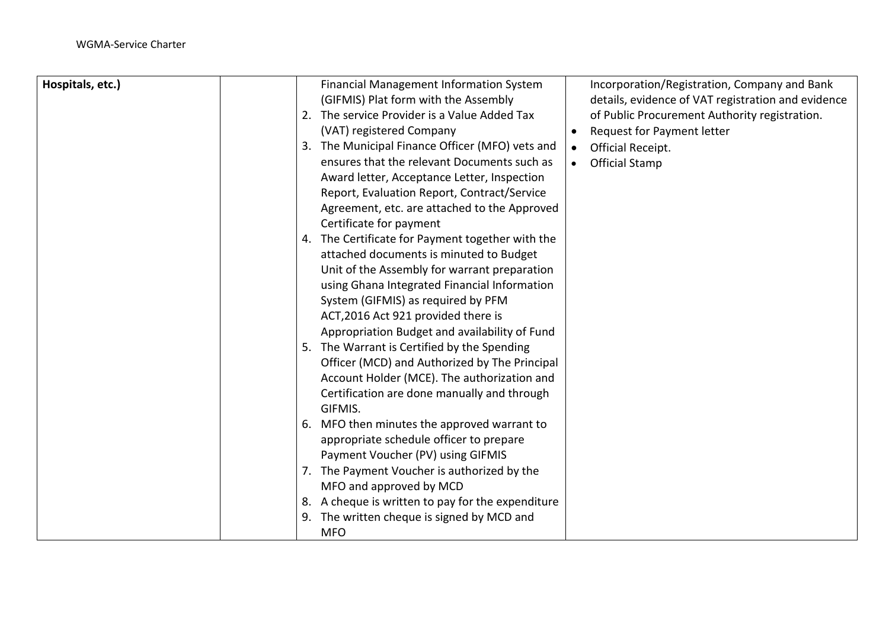| | | | |
|---|---|---|---|
| **Hospitals, etc.)** | | Financial Management Information System (GIFMIS) Plat form with the Assembly<br>2. The service Provider is a Value Added Tax (VAT) registered Company<br>3. The Municipal Finance Officer (MFO) vets and ensures that the relevant Documents such as Award letter, Acceptance Letter, Inspection Report, Evaluation Report, Contract/Service Agreement, etc. are attached to the Approved Certificate for payment<br>4. The Certificate for Payment together with the attached documents is minuted to Budget Unit of the Assembly for warrant preparation using Ghana Integrated Financial Information System (GIFMIS) as required by PFM ACT,2016 Act 921 provided there is Appropriation Budget and availability of Fund<br>5. The Warrant is Certified by the Spending Officer (MCD) and Authorized by The Principal Account Holder (MCE). The authorization and Certification are done manually and through GIFMIS.<br>6. MFO then minutes the approved warrant to appropriate schedule officer to prepare Payment Voucher (PV) using GIFMIS<br>7. The Payment Voucher is authorized by the MFO and approved by MCD<br>8. A cheque is written to pay for the expenditure<br>9. The written cheque is signed by MCD and MFO | Incorporation/Registration, Company and Bank details, evidence of VAT registration and evidence of Public Procurement Authority registration.<br>• Request for Payment letter<br>• Official Receipt.<br>• Official Stamp |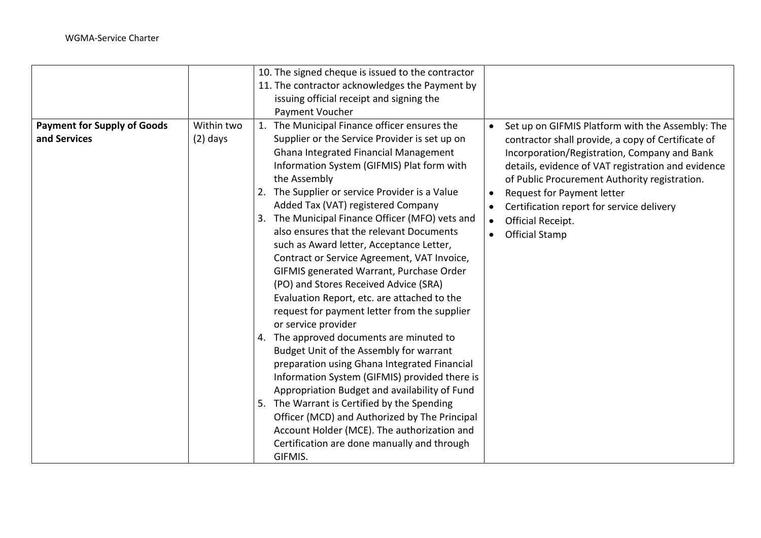| | | | |
|---|---|---|---|
| | | 10. The signed cheque is issued to the contractor<br>11. The contractor acknowledges the Payment by issuing official receipt and signing the Payment Voucher | |
| **Payment for Supply of Goods and Services** | Within two (2) days | 1. The Municipal Finance officer ensures the Supplier or the Service Provider is set up on Ghana Integrated Financial Management Information System (GIFMIS) Plat form with the Assembly<br>2. The Supplier or service Provider is a Value Added Tax (VAT) registered Company<br>3. The Municipal Finance Officer (MFO) vets and also ensures that the relevant Documents such as Award letter, Acceptance Letter, Contract or Service Agreement, VAT Invoice, GIFMIS generated Warrant, Purchase Order (PO) and Stores Received Advice (SRA) Evaluation Report, etc. are attached to the request for payment letter from the supplier or service provider<br>4. The approved documents are minuted to Budget Unit of the Assembly for warrant preparation using Ghana Integrated Financial Information System (GIFMIS) provided there is Appropriation Budget and availability of Fund<br>5. The Warrant is Certified by the Spending Officer (MCD) and Authorized by The Principal Account Holder (MCE). The authorization and Certification are done manually and through GIFMIS. | • Set up on GIFMIS Platform with the Assembly: The contractor shall provide, a copy of Certificate of Incorporation/Registration, Company and Bank details, evidence of VAT registration and evidence of Public Procurement Authority registration.<br>• Request for Payment letter<br>• Certification report for service delivery<br>• Official Receipt.<br>• Official Stamp |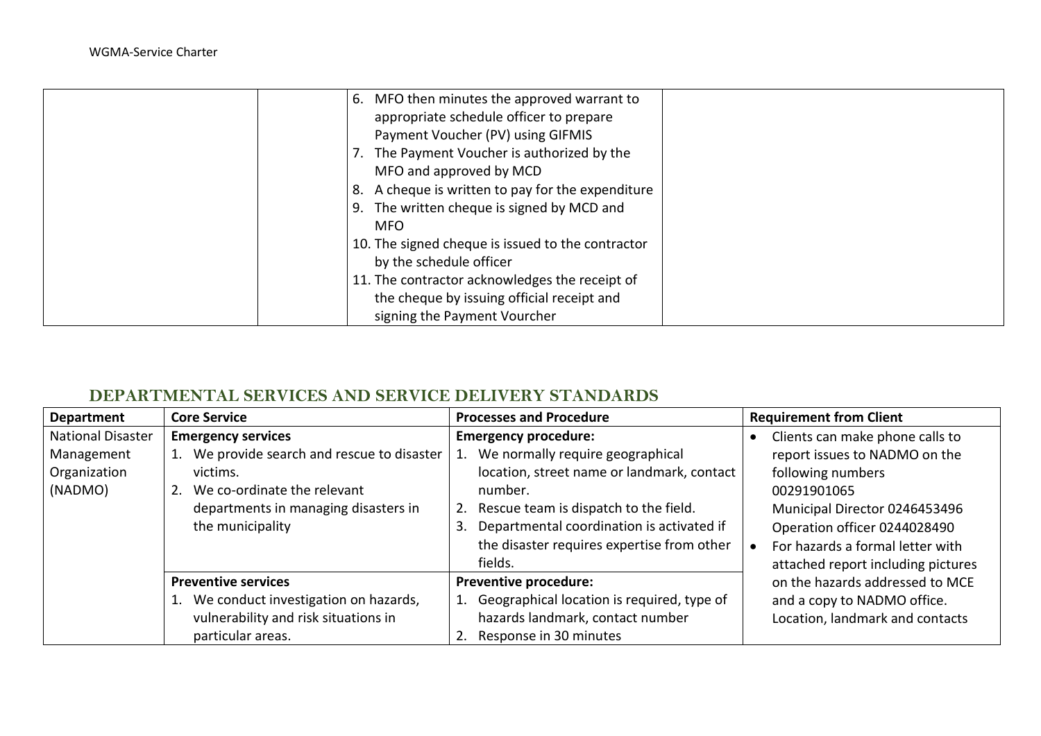| | | 6. MFO then minutes the approved warrant to appropriate schedule officer to prepare Payment Voucher (PV) using GIFMIS<br>7. The Payment Voucher is authorized by the MFO and approved by MCD<br>8. A cheque is written to pay for the expenditure<br>9. The written cheque is signed by MCD and MFO<br>10. The signed cheque is issued to the contractor by the schedule officer<br>11. The contractor acknowledges the receipt of the cheque by issuing official receipt and signing the Payment Vourcher | |
|---|---|---|---|

## DEPARTMENTAL SERVICES AND SERVICE DELIVERY STANDARDS

| Department | Core Service | Processes and Procedure | Requirement from Client |
|---|---|---|---|
| National Disaster Management Organization (NADMO) | **Emergency services**<br>1. We provide search and rescue to disaster victims.<br>2. We co-ordinate the relevant departments in managing disasters in the municipality | **Emergency procedure:**<br>1. We normally require geographical location, street name or landmark, contact number.<br>2. Rescue team is dispatch to the field.<br>3. Departmental coordination is activated if the disaster requires expertise from other fields. | • Clients can make phone calls to report issues to NADMO on the following numbers 00291901065 Municipal Director 0246453496 Operation officer 0244028490<br>• For hazards a formal letter with attached report including pictures on the hazards addressed to MCE and a copy to NADMO office. Location, landmark and contacts |
| | **Preventive services**<br>1. We conduct investigation on hazards, vulnerability and risk situations in particular areas. | **Preventive procedure:**<br>1. Geographical location is required, type of hazards landmark, contact number<br>2. Response in 30 minutes | |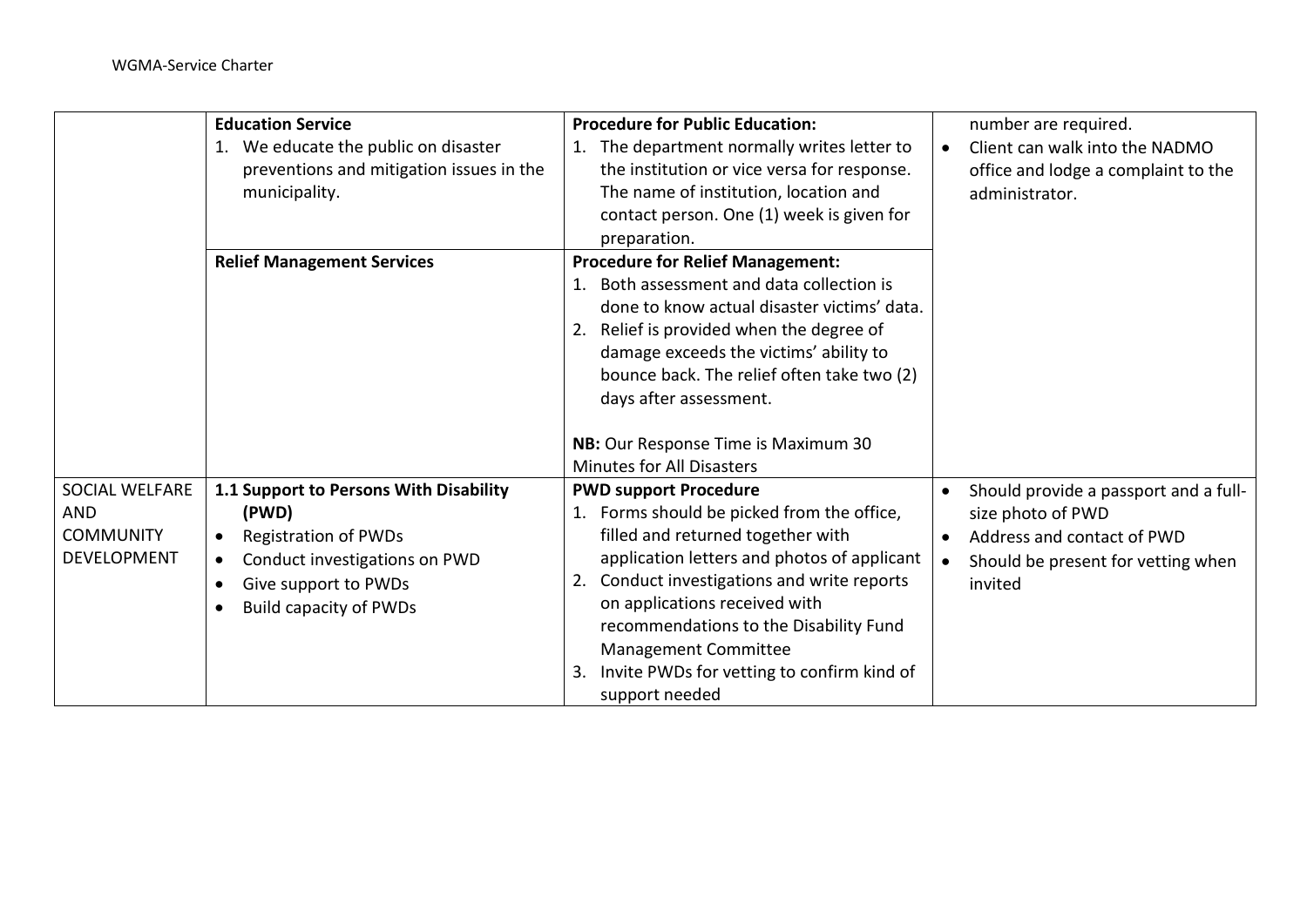| | | | |
|---|---|---|---|
| | **Education Service**<br>1. We educate the public on disaster preventions and mitigation issues in the municipality. | **Procedure for Public Education:**<br>1. The department normally writes letter to the institution or vice versa for response. The name of institution, location and contact person. One (1) week is given for preparation. | number are required.<br>• Client can walk into the NADMO office and lodge a complaint to the administrator. |
| | **Relief Management Services** | **Procedure for Relief Management:**<br>1. Both assessment and data collection is done to know actual disaster victims' data.<br>2. Relief is provided when the degree of damage exceeds the victims' ability to bounce back. The relief often take two (2) days after assessment.<br><br>**NB:** Our Response Time is Maximum 30 Minutes for All Disasters | |
| SOCIAL WELFARE AND COMMUNITY DEVELOPMENT | **1.1 Support to Persons With Disability (PWD)**<br>• Registration of PWDs<br>• Conduct investigations on PWD<br>• Give support to PWDs<br>• Build capacity of PWDs | **PWD support Procedure**<br>1. Forms should be picked from the office, filled and returned together with application letters and photos of applicant<br>2. Conduct investigations and write reports on applications received with recommendations to the Disability Fund Management Committee<br>3. Invite PWDs for vetting to confirm kind of support needed | • Should provide a passport and a full-size photo of PWD<br>• Address and contact of PWD<br>• Should be present for vetting when invited |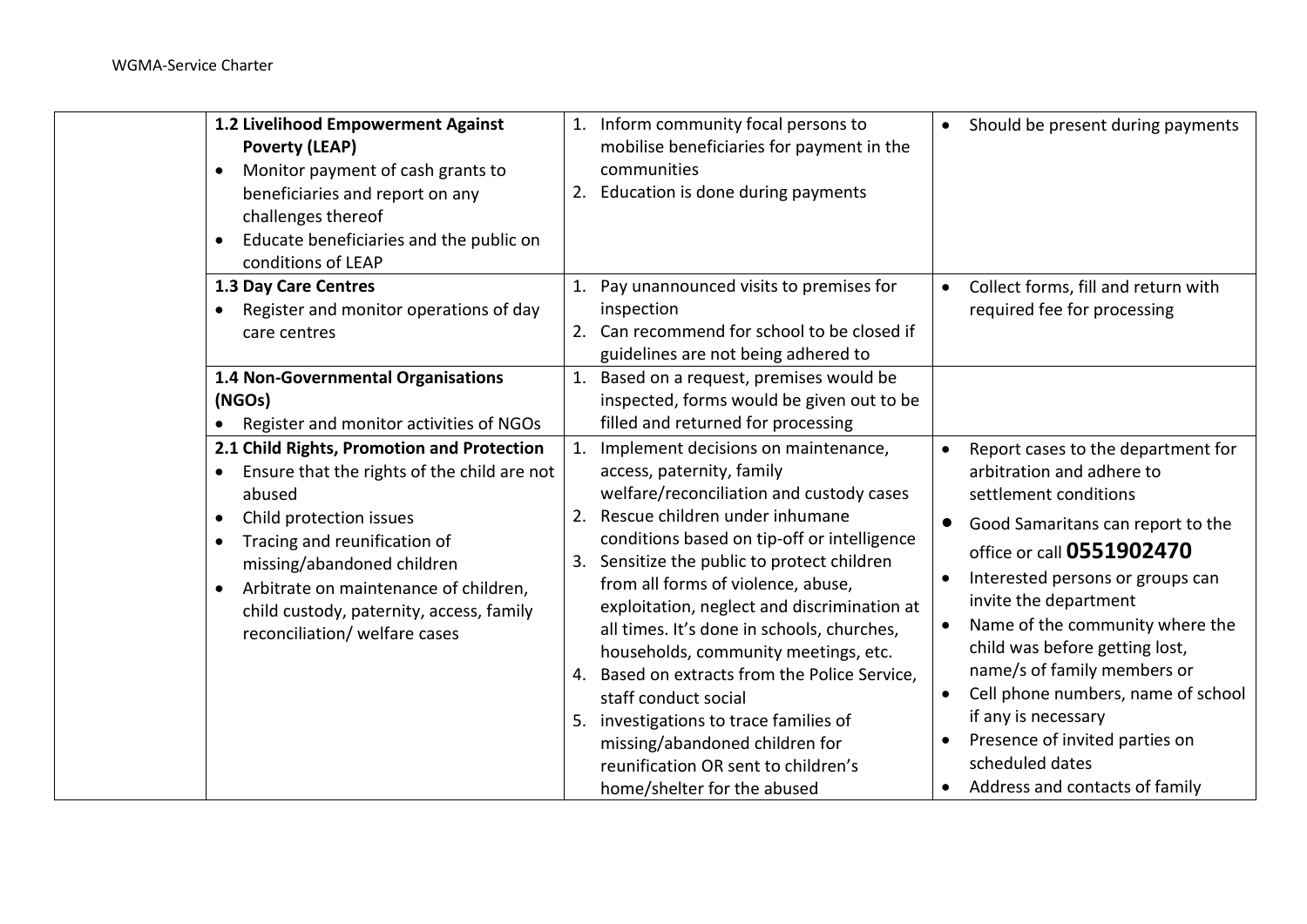| | | | |
|---|---|---|---|
| | **1.2 Livelihood Empowerment Against Poverty (LEAP)**<br>• Monitor payment of cash grants to beneficiaries and report on any challenges thereof<br>• Educate beneficiaries and the public on conditions of LEAP | 1. Inform community focal persons to mobilise beneficiaries for payment in the communities<br>2. Education is done during payments | • Should be present during payments |
| | **1.3 Day Care Centres**<br>• Register and monitor operations of day care centres | 1. Pay unannounced visits to premises for inspection<br>2. Can recommend for school to be closed if guidelines are not being adhered to | • Collect forms, fill and return with required fee for processing |
| | **1.4 Non-Governmental Organisations (NGOs)**<br>• Register and monitor activities of NGOs | 1. Based on a request, premises would be inspected, forms would be given out to be filled and returned for processing | |
| | **2.1 Child Rights, Promotion and Protection**<br>• Ensure that the rights of the child are not abused<br>• Child protection issues<br>• Tracing and reunification of missing/abandoned children<br>• Arbitrate on maintenance of children, child custody, paternity, access, family reconciliation/ welfare cases | 1. Implement decisions on maintenance, access, paternity, family welfare/reconciliation and custody cases<br>2. Rescue children under inhumane conditions based on tip-off or intelligence<br>3. Sensitize the public to protect children from all forms of violence, abuse, exploitation, neglect and discrimination at all times. It's done in schools, churches, households, community meetings, etc.<br>4. Based on extracts from the Police Service, staff conduct social<br>5. investigations to trace families of missing/abandoned children for reunification OR sent to children's home/shelter for the abused | • Report cases to the department for arbitration and adhere to settlement conditions<br>• Good Samaritans can report to the office or call **0551902470**<br>• Interested persons or groups can invite the department<br>• Name of the community where the child was before getting lost, name/s of family members or<br>• Cell phone numbers, name of school if any is necessary<br>• Presence of invited parties on scheduled dates<br>• Address and contacts of family |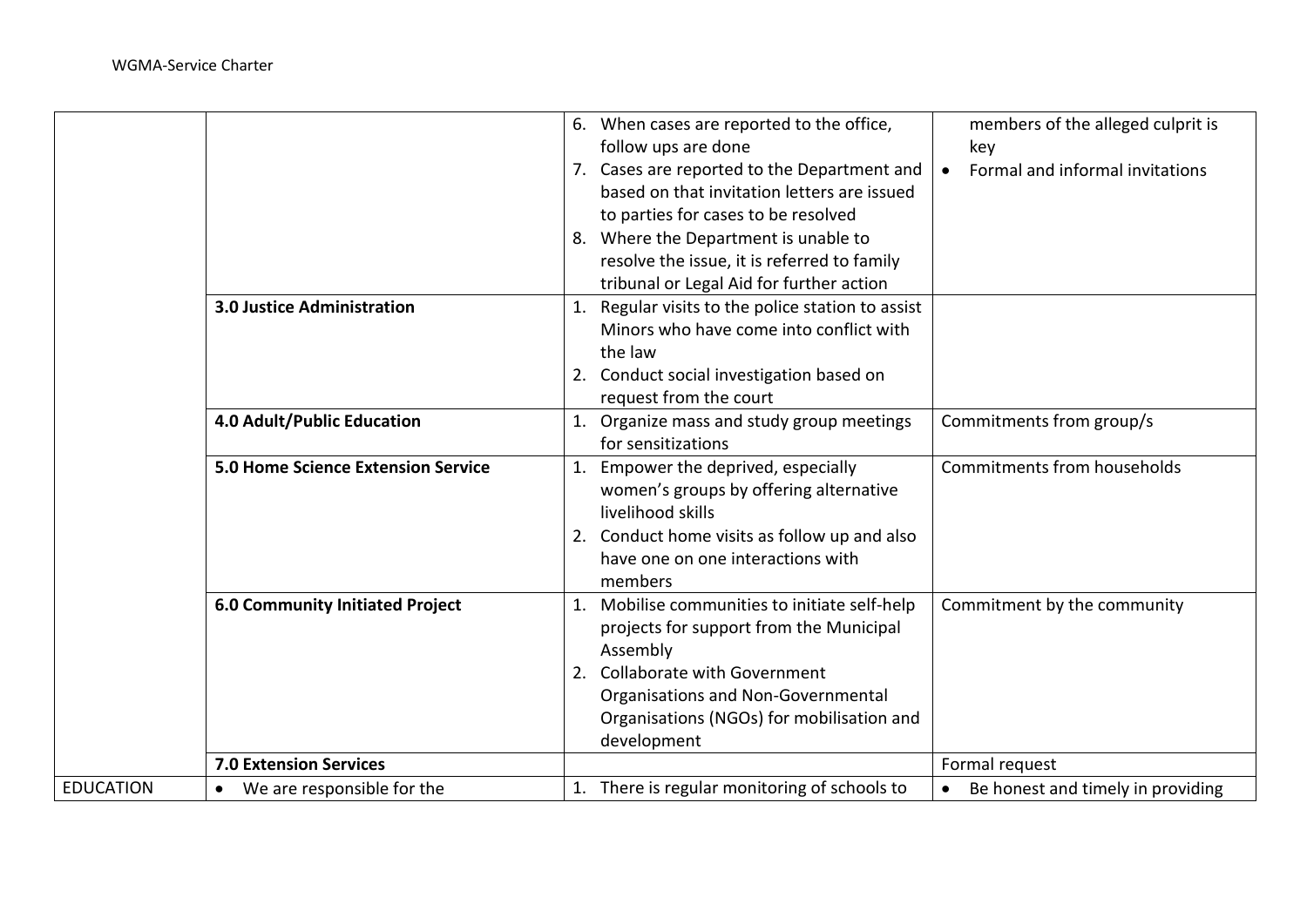| | | | |
|---|---|---|---|
| | | 6. When cases are reported to the office, follow ups are done<br>7. Cases are reported to the Department and based on that invitation letters are issued to parties for cases to be resolved<br>8. Where the Department is unable to resolve the issue, it is referred to family tribunal or Legal Aid for further action | members of the alleged culprit is key<br>• Formal and informal invitations |
| | **3.0 Justice Administration** | 1. Regular visits to the police station to assist Minors who have come into conflict with the law<br>2. Conduct social investigation based on request from the court | |
| | **4.0 Adult/Public Education** | 1. Organize mass and study group meetings for sensitizations | Commitments from group/s |
| | **5.0 Home Science Extension Service** | 1. Empower the deprived, especially women's groups by offering alternative livelihood skills<br>2. Conduct home visits as follow up and also have one on one interactions with members | Commitments from households |
| | **6.0 Community Initiated Project** | 1. Mobilise communities to initiate self-help projects for support from the Municipal Assembly<br>2. Collaborate with Government Organisations and Non-Governmental Organisations (NGOs) for mobilisation and development | Commitment by the community |
| | **7.0 Extension Services** | | Formal request |
| EDUCATION | • We are responsible for the | 1. There is regular monitoring of schools to | • Be honest and timely in providing |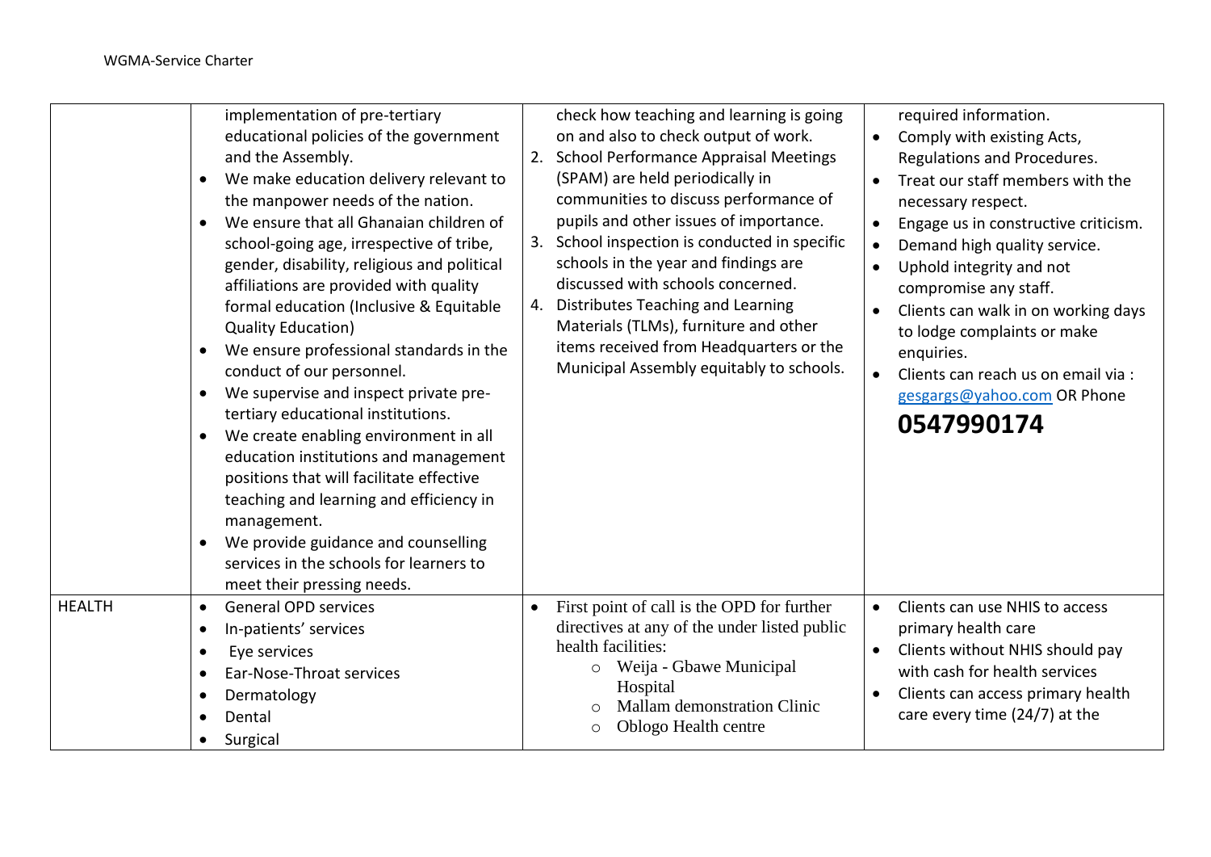| | | | |
|---|---|---|---|
| | implementation of pre-tertiary educational policies of the government and the Assembly.<br>• We make education delivery relevant to the manpower needs of the nation.<br>• We ensure that all Ghanaian children of school-going age, irrespective of tribe, gender, disability, religious and political affiliations are provided with quality formal education (Inclusive & Equitable Quality Education)<br>• We ensure professional standards in the conduct of our personnel.<br>• We supervise and inspect private pre-tertiary educational institutions.<br>• We create enabling environment in all education institutions and management positions that will facilitate effective teaching and learning and efficiency in management.<br>• We provide guidance and counselling services in the schools for learners to meet their pressing needs. | check how teaching and learning is going on and also to check output of work.<br>2. School Performance Appraisal Meetings (SPAM) are held periodically in communities to discuss performance of pupils and other issues of importance.<br>3. School inspection is conducted in specific schools in the year and findings are discussed with schools concerned.<br>4. Distributes Teaching and Learning Materials (TLMs), furniture and other items received from Headquarters or the Municipal Assembly equitably to schools. | required information.<br>• Comply with existing Acts, Regulations and Procedures.<br>• Treat our staff members with the necessary respect.<br>• Engage us in constructive criticism.<br>• Demand high quality service.<br>• Uphold integrity and not compromise any staff.<br>• Clients can walk in on working days to lodge complaints or make enquiries.<br>• Clients can reach us on email via : gesgargs@yahoo.com OR Phone **0547990174** |
| HEALTH | • General OPD services<br>• In-patients' services<br>• Eye services<br>• Ear-Nose-Throat services<br>• Dermatology<br>• Dental<br>• Surgical | • First point of call is the OPD for further directives at any of the under listed public health facilities:<br>  ○ Weija - Gbawe Municipal Hospital<br>  ○ Mallam demonstration Clinic<br>  ○ Oblogo Health centre | • Clients can use NHIS to access primary health care<br>• Clients without NHIS should pay with cash for health services<br>• Clients can access primary health care every time (24/7) at the |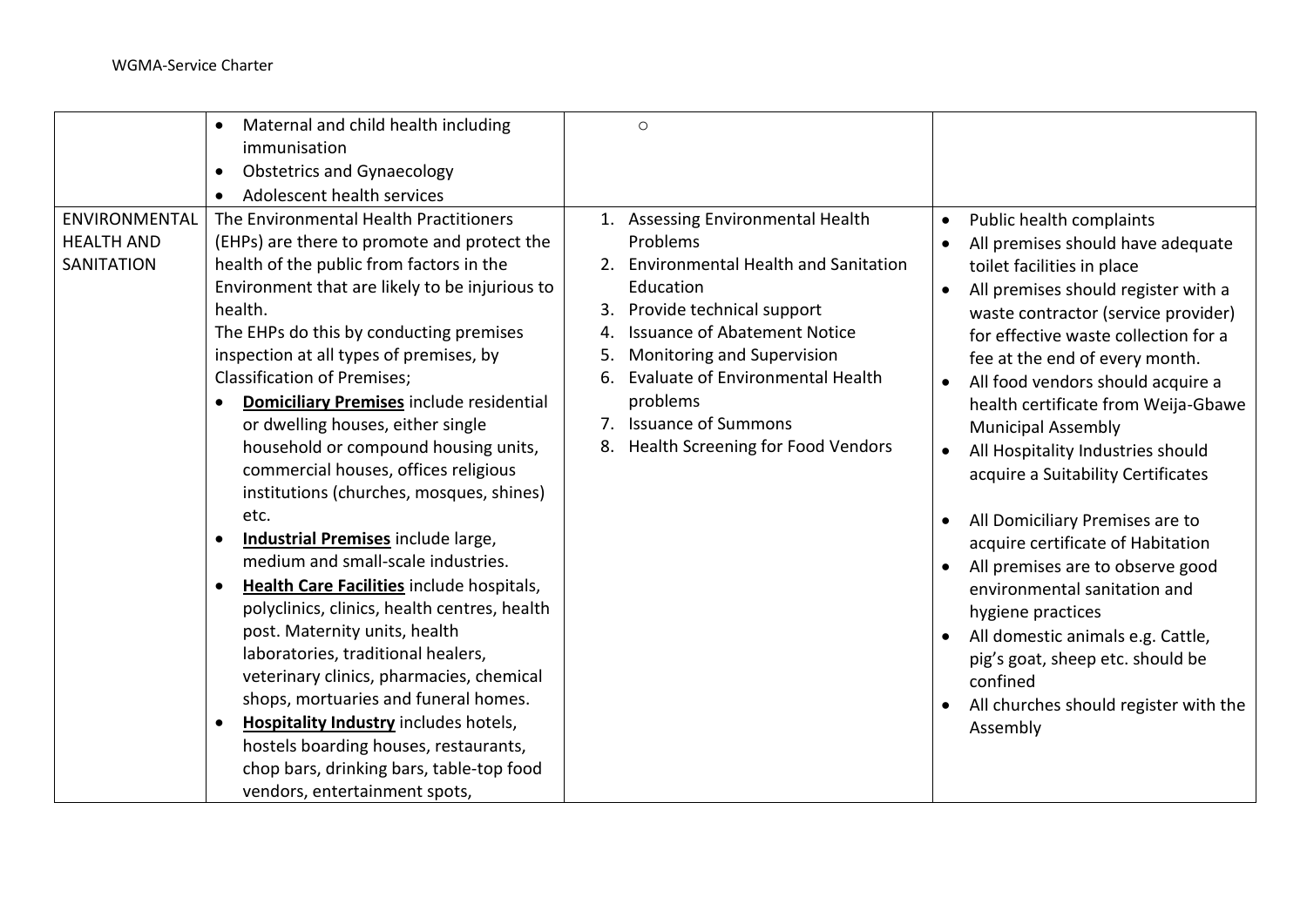| | | | |
|---|---|---|---|
| | • Maternal and child health including immunisation<br>• Obstetrics and Gynaecology<br>• Adolescent health services | ○ | |
| ENVIRONMENTAL HEALTH AND SANITATION | The Environmental Health Practitioners (EHPs) are there to promote and protect the health of the public from factors in the Environment that are likely to be injurious to health.<br>The EHPs do this by conducting premises inspection at all types of premises, by Classification of Premises;<br>• **Domiciliary Premises** include residential or dwelling houses, either single household or compound housing units, commercial houses, offices religious institutions (churches, mosques, shines) etc.<br>• **Industrial Premises** include large, medium and small-scale industries.<br>• **Health Care Facilities** include hospitals, polyclinics, clinics, health centres, health post. Maternity units, health laboratories, traditional healers, veterinary clinics, pharmacies, chemical shops, mortuaries and funeral homes.<br>• **Hospitality Industry** includes hotels, hostels boarding houses, restaurants, chop bars, drinking bars, table-top food vendors, entertainment spots, | 1. Assessing Environmental Health Problems<br>2. Environmental Health and Sanitation Education<br>3. Provide technical support<br>4. Issuance of Abatement Notice<br>5. Monitoring and Supervision<br>6. Evaluate of Environmental Health problems<br>7. Issuance of Summons<br>8. Health Screening for Food Vendors | • Public health complaints<br>• All premises should have adequate toilet facilities in place<br>• All premises should register with a waste contractor (service provider) for effective waste collection for a fee at the end of every month.<br>• All food vendors should acquire a health certificate from Weija-Gbawe Municipal Assembly<br>• All Hospitality Industries should acquire a Suitability Certificates<br>• All Domiciliary Premises are to acquire certificate of Habitation<br>• All premises are to observe good environmental sanitation and hygiene practices<br>• All domestic animals e.g. Cattle, pig's goat, sheep etc. should be confined<br>• All churches should register with the Assembly |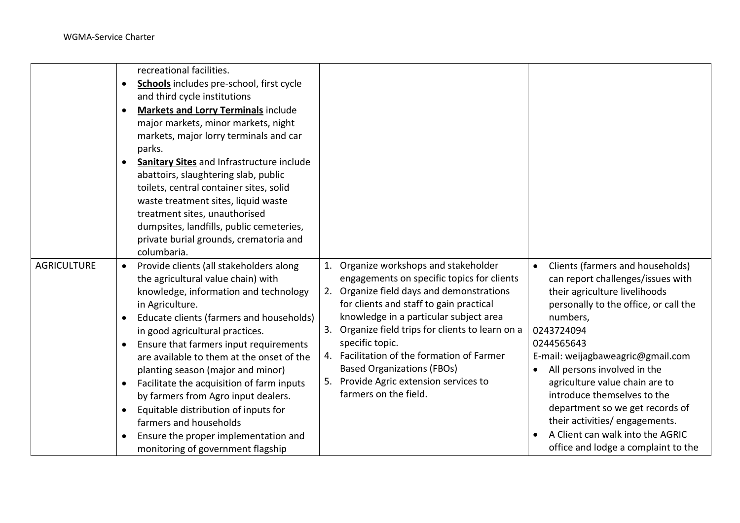| | | | |
|---|---|---|---|
| | recreational facilities.<br>• **Schools** includes pre-school, first cycle and third cycle institutions<br>• **Markets and Lorry Terminals** include major markets, minor markets, night markets, major lorry terminals and car parks.<br>• **Sanitary Sites** and Infrastructure include abattoirs, slaughtering slab, public toilets, central container sites, solid waste treatment sites, liquid waste treatment sites, unauthorised dumpsites, landfills, public cemeteries, private burial grounds, crematoria and columbaria. | | |
| AGRICULTURE | • Provide clients (all stakeholders along the agricultural value chain) with knowledge, information and technology in Agriculture.<br>• Educate clients (farmers and households) in good agricultural practices.<br>• Ensure that farmers input requirements are available to them at the onset of the planting season (major and minor)<br>• Facilitate the acquisition of farm inputs by farmers from Agro input dealers.<br>• Equitable distribution of inputs for farmers and households<br>• Ensure the proper implementation and monitoring of government flagship | 1. Organize workshops and stakeholder engagements on specific topics for clients<br>2. Organize field days and demonstrations for clients and staff to gain practical knowledge in a particular subject area<br>3. Organize field trips for clients to learn on a specific topic.<br>4. Facilitation of the formation of Farmer Based Organizations (FBOs)<br>5. Provide Agric extension services to farmers on the field. | • Clients (farmers and households) can report challenges/issues with their agriculture livelihoods personally to the office, or call the numbers,<br>0243724094<br>0244565643<br>E-mail: weijagbaweagric@gmail.com<br>• All persons involved in the agriculture value chain are to introduce themselves to the department so we get records of their activities/ engagements.<br>• A Client can walk into the AGRIC office and lodge a complaint to the |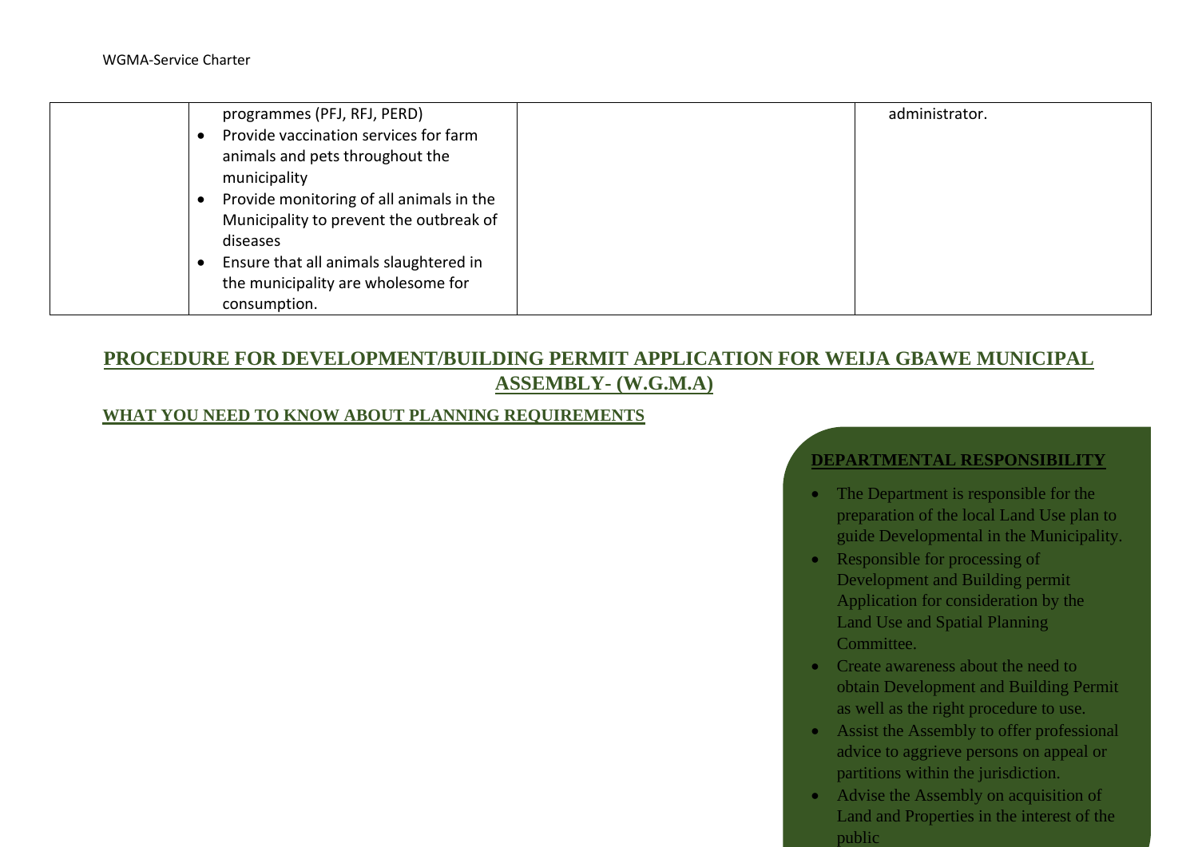| | programmes (PFJ, RFJ, PERD)<br>• Provide vaccination services for farm animals and pets throughout the municipality<br>• Provide monitoring of all animals in the Municipality to prevent the outbreak of diseases<br>• Ensure that all animals slaughtered in the municipality are wholesome for consumption. | | administrator. |
|---|---|---|---|

## PROCEDURE FOR DEVELOPMENT/BUILDING PERMIT APPLICATION FOR WEIJA GBAWE MUNICIPAL ASSEMBLY- (W.G.M.A)

### WHAT YOU NEED TO KNOW ABOUT PLANNING REQUIREMENTS

**DEPARTMENTAL RESPONSIBILITY**

- The Department is responsible for the preparation of the local Land Use plan to guide Developmental in the Municipality.
- Responsible for processing of Development and Building permit Application for consideration by the Land Use and Spatial Planning Committee.
- Create awareness about the need to obtain Development and Building Permit as well as the right procedure to use.
- Assist the Assembly to offer professional advice to aggrieve persons on appeal or partitions within the jurisdiction.
- Advise the Assembly on acquisition of Land and Properties in the interest of the public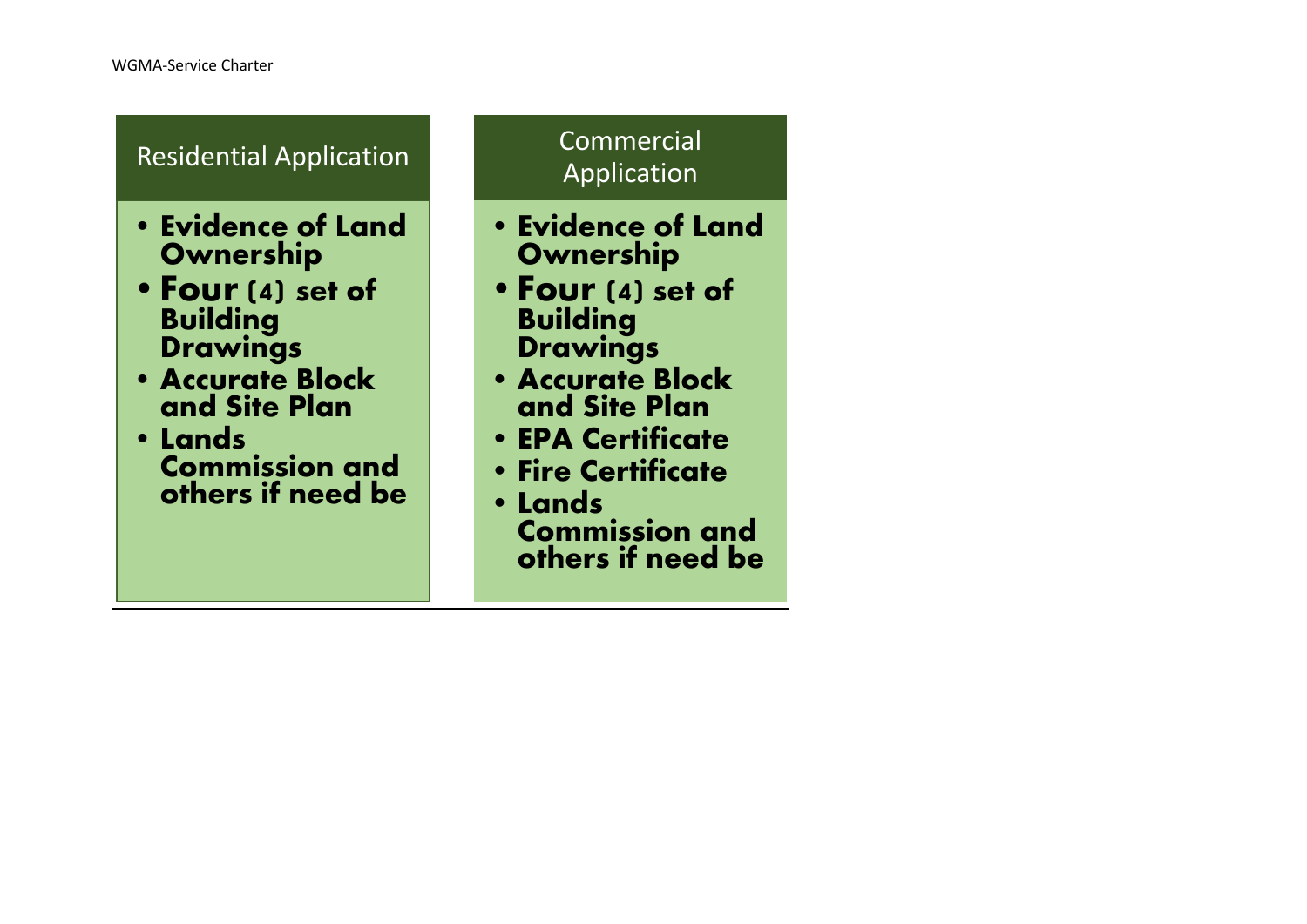### Residential Application

- **Evidence of Land Ownership**
- **Four (4) set of Building Drawings**
- **Accurate Block and Site Plan**
- **Lands Commission and others if need be**

### Commercial Application

- **Evidence of Land Ownership**
- **Four (4) set of Building Drawings**
- **Accurate Block and Site Plan**
- **EPA Certificate**
- **Fire Certificate**
- **Lands Commission and others if need be**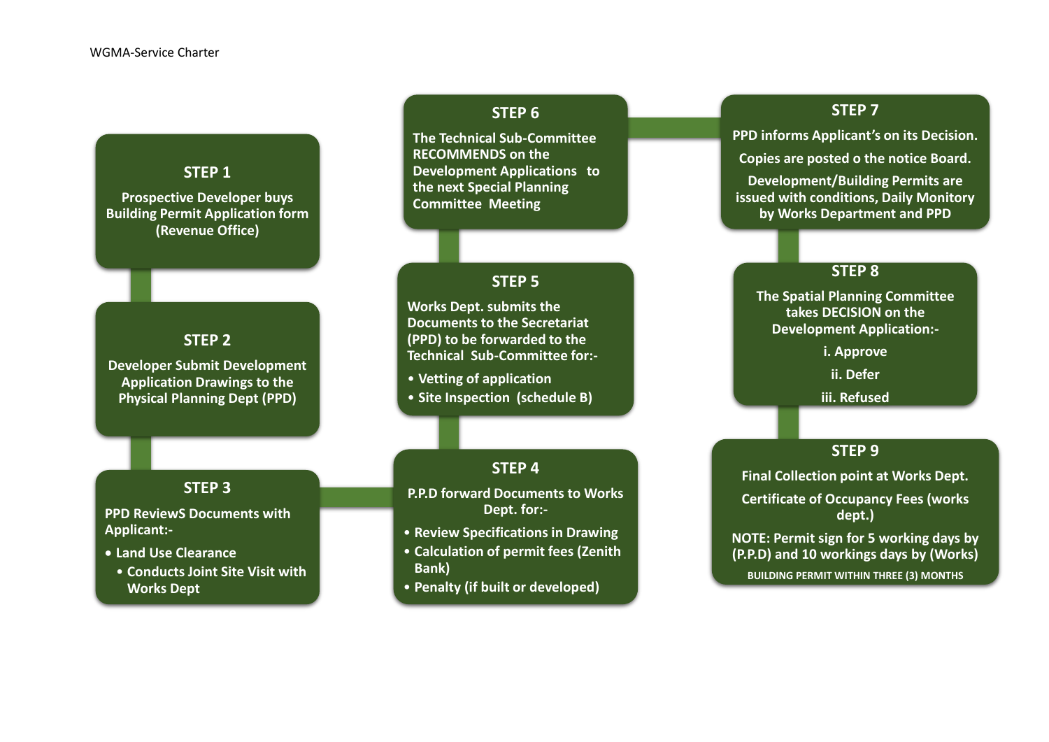WGMA-Service Charter

### STEP 1

Prospective Developer buys Building Permit Application form (Revenue Office)

### STEP 2

Developer Submit Development Application Drawings to the Physical Planning Dept (PPD)

### STEP 3

PPD ReviewS Documents with Applicant:-

- Land Use Clearance
  - Conducts Joint Site Visit with Works Dept

### STEP 4

P.P.D forward Documents to Works Dept. for:-

- Review Specifications in Drawing
- Calculation of permit fees (Zenith Bank)
- Penalty (if built or developed)

### STEP 5

Works Dept. submits the Documents to the Secretariat (PPD) to be forwarded to the Technical Sub-Committee for:-

- Vetting of application
- Site Inspection (schedule B)

### STEP 6

The Technical Sub-Committee RECOMMENDS on the Development Applications to the next Special Planning Committee Meeting

### STEP 7

PPD informs Applicant's on its Decision.

Copies are posted o the notice Board.

Development/Building Permits are issued with conditions, Daily Monitory by Works Department and PPD

### STEP 8

The Spatial Planning Committee takes DECISION on the Development Application:-

i. Approve

ii. Defer

iii. Refused

### STEP 9

Final Collection point at Works Dept.

Certificate of Occupancy Fees (works dept.)

NOTE: Permit sign for 5 working days by (P.P.D) and 10 workings days by (Works)

BUILDING PERMIT WITHIN THREE (3) MONTHS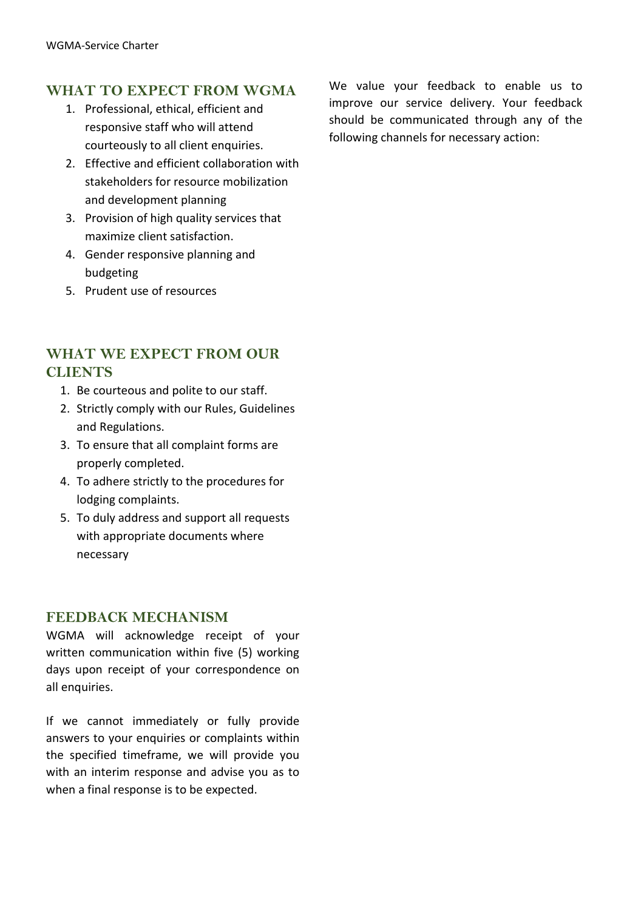## WHAT TO EXPECT FROM WGMA

1. Professional, ethical, efficient and responsive staff who will attend courteously to all client enquiries.
2. Effective and efficient collaboration with stakeholders for resource mobilization and development planning
3. Provision of high quality services that maximize client satisfaction.
4. Gender responsive planning and budgeting
5. Prudent use of resources

## WHAT WE EXPECT FROM OUR CLIENTS

1. Be courteous and polite to our staff.
2. Strictly comply with our Rules, Guidelines and Regulations.
3. To ensure that all complaint forms are properly completed.
4. To adhere strictly to the procedures for lodging complaints.
5. To duly address and support all requests with appropriate documents where necessary

## FEEDBACK MECHANISM

WGMA will acknowledge receipt of your written communication within five (5) working days upon receipt of your correspondence on all enquiries.

If we cannot immediately or fully provide answers to your enquiries or complaints within the specified timeframe, we will provide you with an interim response and advise you as to when a final response is to be expected.

We value your feedback to enable us to improve our service delivery. Your feedback should be communicated through any of the following channels for necessary action: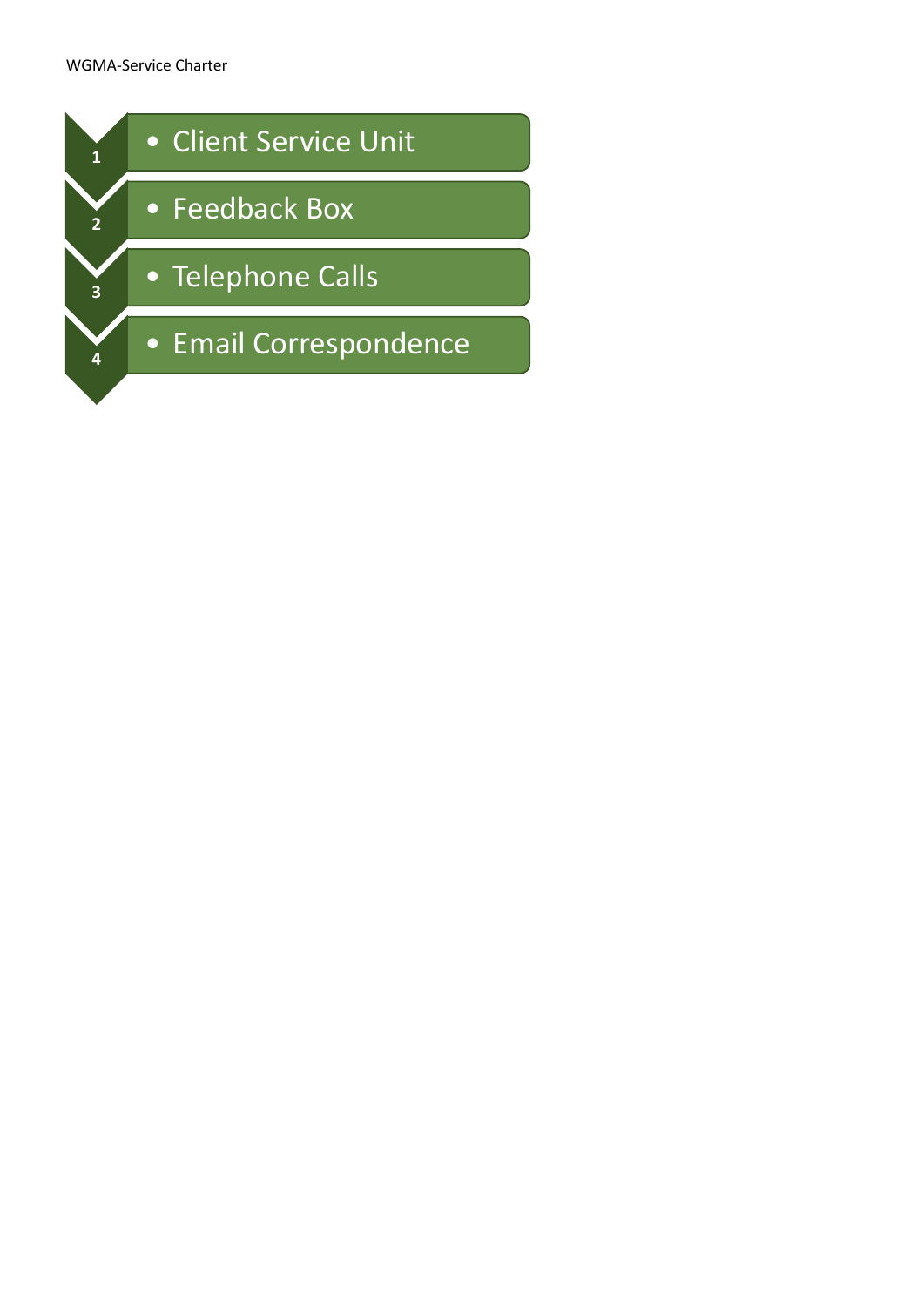1. Client Service Unit
2. Feedback Box
3. Telephone Calls
4. Email Correspondence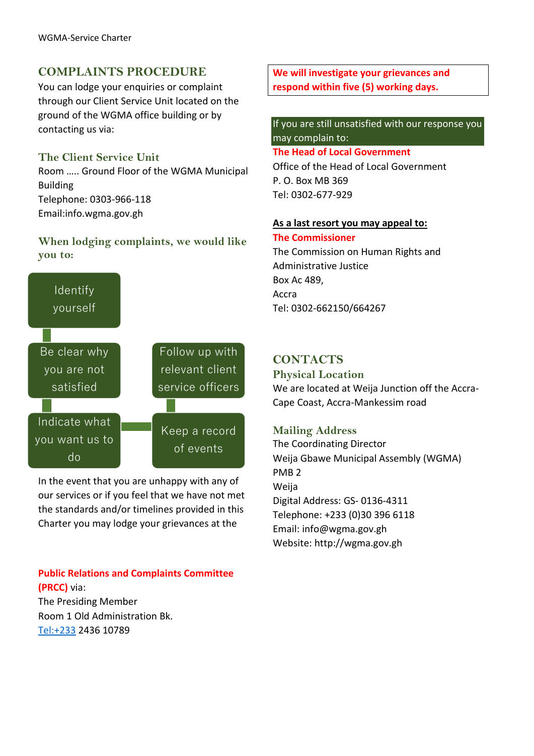## COMPLAINTS PROCEDURE

You can lodge your enquiries or complaint through our Client Service Unit located on the ground of the WGMA office building or by contacting us via:

### The Client Service Unit

Room ….. Ground Floor of the WGMA Municipal Building
Telephone: 0303-966-118
Email:info.wgma.gov.gh

### When lodging complaints, we would like you to:

- Identify yourself
- Be clear why you are not satisfied
- Indicate what you want us to do
- Keep a record of events
- Follow up with relevant client service officers

In the event that you are unhappy with any of our services or if you feel that we have not met the standards and/or timelines provided in this Charter you may lodge your grievances at the

**Public Relations and Complaints Committee (PRCC)** via:
The Presiding Member
Room 1 Old Administration Bk.
Tel:+233 2436 10789

**We will investigate your grievances and respond within five (5) working days.**

If you are still unsatisfied with our response you may complain to:

**The Head of Local Government**
Office of the Head of Local Government
P. O. Box MB 369
Tel: 0302-677-929

**As a last resort you may appeal to:**

**The Commissioner**
The Commission on Human Rights and Administrative Justice
Box Ac 489,
Accra
Tel: 0302-662150/664267

## CONTACTS

### Physical Location

We are located at Weija Junction off the Accra-Cape Coast, Accra-Mankessim road

### Mailing Address

The Coordinating Director
Weija Gbawe Municipal Assembly (WGMA)
PMB 2
Weija
Digital Address: GS- 0136-4311
Telephone: +233 (0)30 396 6118
Email: info@wgma.gov.gh
Website: http://wgma.gov.gh